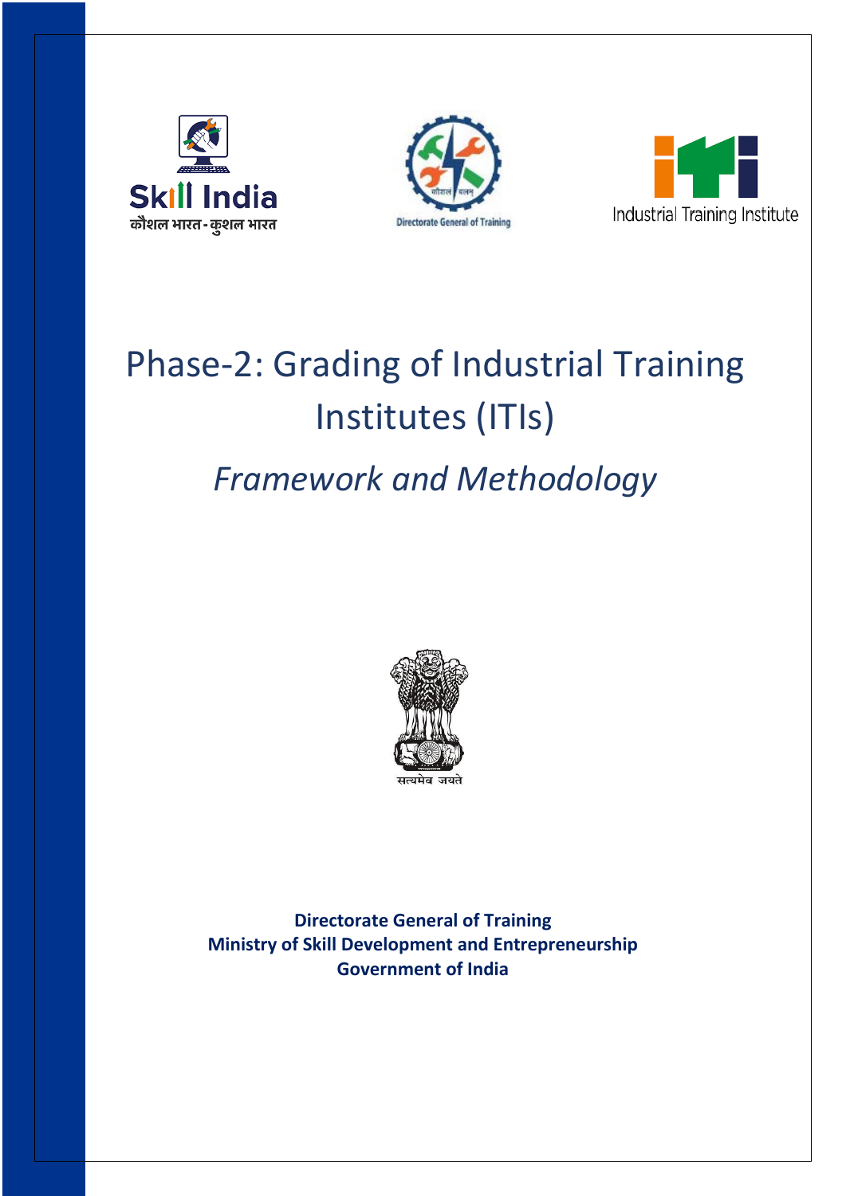# Phase-2: Grading of Industrial Training Institutes (ITIs)

## *Framework and Methodology*

**Directorate General of Training**
**Ministry of Skill Development and Entrepreneurship**
**Government of India**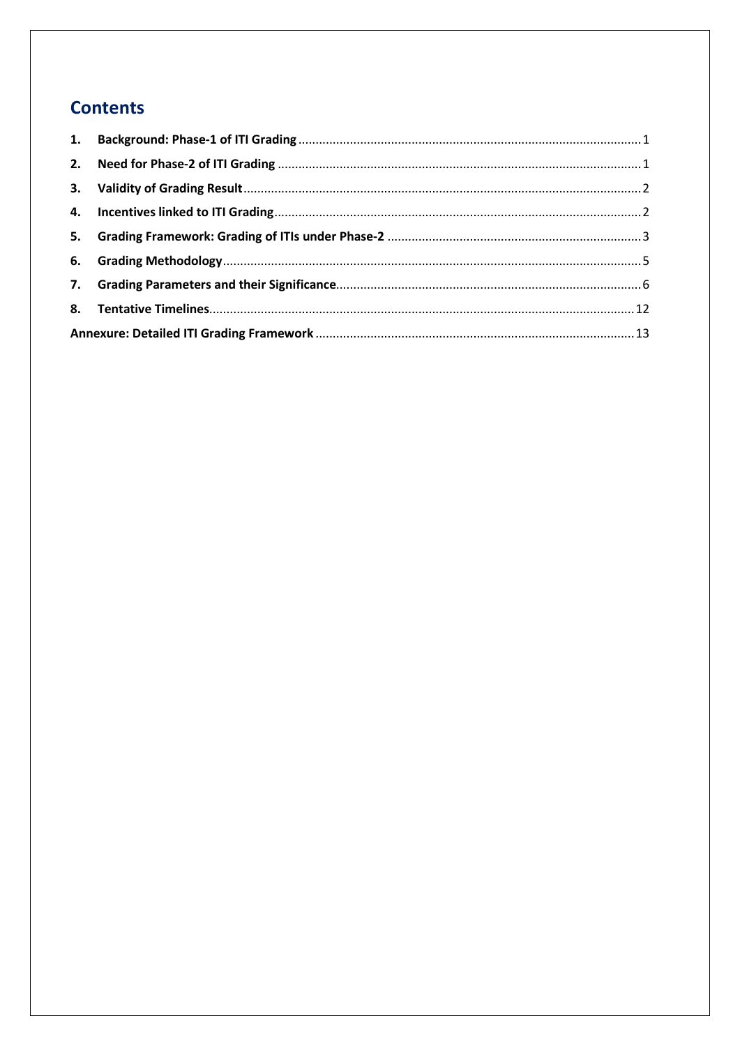# Contents

1. **Background: Phase-1 of ITI Grading** ........ 1
2. **Need for Phase-2 of ITI Grading** ........ 1
3. **Validity of Grading Result** ........ 2
4. **Incentives linked to ITI Grading** ........ 2
5. **Grading Framework: Grading of ITIs under Phase-2** ........ 3
6. **Grading Methodology** ........ 5
7. **Grading Parameters and their Significance** ........ 6
8. **Tentative Timelines** ........ 12

**Annexure: Detailed ITI Grading Framework** ........ 13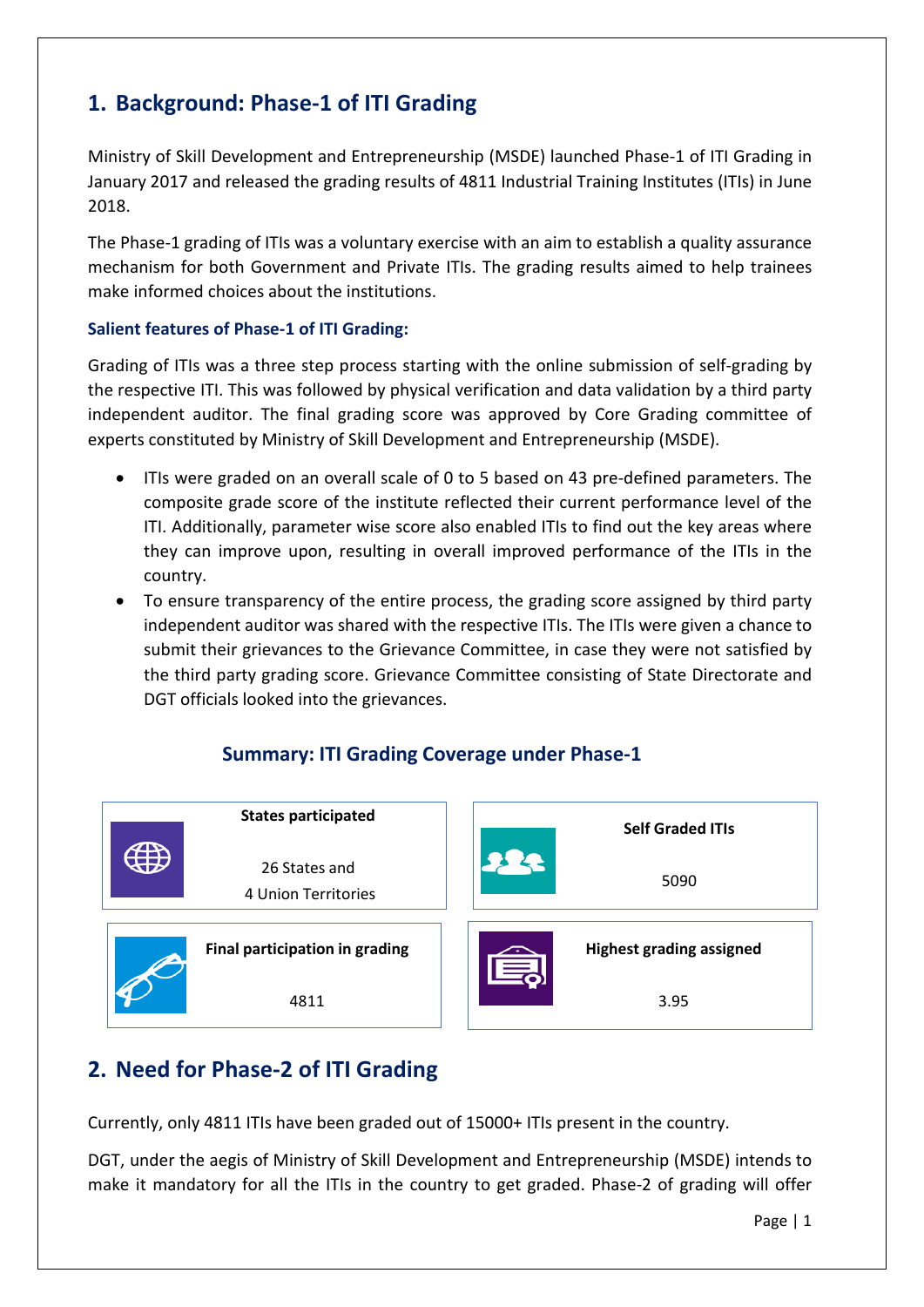## 1. Background: Phase-1 of ITI Grading

Ministry of Skill Development and Entrepreneurship (MSDE) launched Phase-1 of ITI Grading in January 2017 and released the grading results of 4811 Industrial Training Institutes (ITIs) in June 2018.

The Phase-1 grading of ITIs was a voluntary exercise with an aim to establish a quality assurance mechanism for both Government and Private ITIs. The grading results aimed to help trainees make informed choices about the institutions.

### Salient features of Phase-1 of ITI Grading:

Grading of ITIs was a three step process starting with the online submission of self-grading by the respective ITI. This was followed by physical verification and data validation by a third party independent auditor. The final grading score was approved by Core Grading committee of experts constituted by Ministry of Skill Development and Entrepreneurship (MSDE).

- ITIs were graded on an overall scale of 0 to 5 based on 43 pre-defined parameters. The composite grade score of the institute reflected their current performance level of the ITI. Additionally, parameter wise score also enabled ITIs to find out the key areas where they can improve upon, resulting in overall improved performance of the ITIs in the country.
- To ensure transparency of the entire process, the grading score assigned by third party independent auditor was shared with the respective ITIs. The ITIs were given a chance to submit their grievances to the Grievance Committee, in case they were not satisfied by the third party grading score. Grievance Committee consisting of State Directorate and DGT officials looked into the grievances.

### Summary: ITI Grading Coverage under Phase-1

| States participated | Self Graded ITIs |
| --- | --- |
| 26 States and 4 Union Territories | 5090 |
| **Final participation in grading** | **Highest grading assigned** |
| 4811 | 3.95 |

## 2. Need for Phase-2 of ITI Grading

Currently, only 4811 ITIs have been graded out of 15000+ ITIs present in the country.

DGT, under the aegis of Ministry of Skill Development and Entrepreneurship (MSDE) intends to make it mandatory for all the ITIs in the country to get graded. Phase-2 of grading will offer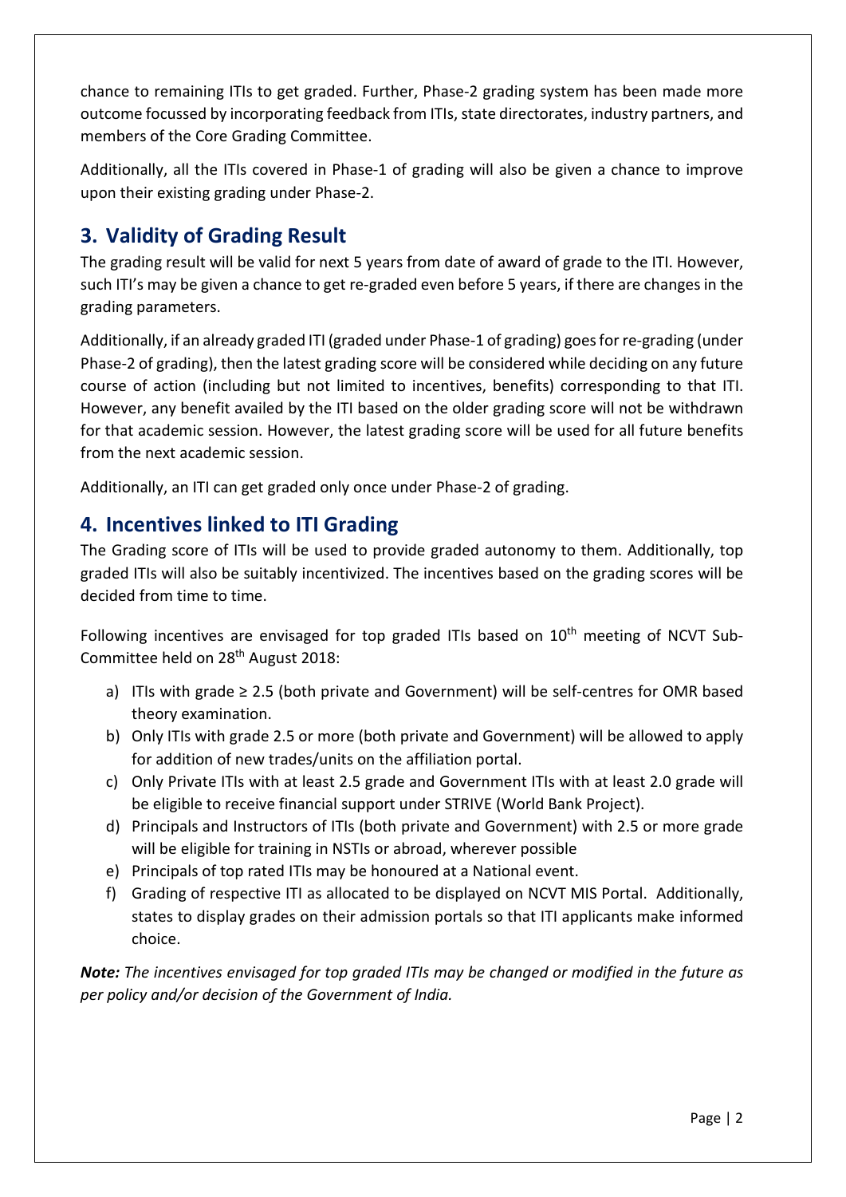chance to remaining ITIs to get graded. Further, Phase-2 grading system has been made more outcome focussed by incorporating feedback from ITIs, state directorates, industry partners, and members of the Core Grading Committee.

Additionally, all the ITIs covered in Phase-1 of grading will also be given a chance to improve upon their existing grading under Phase-2.

## 3. Validity of Grading Result

The grading result will be valid for next 5 years from date of award of grade to the ITI. However, such ITI's may be given a chance to get re-graded even before 5 years, if there are changes in the grading parameters.

Additionally, if an already graded ITI (graded under Phase-1 of grading) goes for re-grading (under Phase-2 of grading), then the latest grading score will be considered while deciding on any future course of action (including but not limited to incentives, benefits) corresponding to that ITI. However, any benefit availed by the ITI based on the older grading score will not be withdrawn for that academic session. However, the latest grading score will be used for all future benefits from the next academic session.

Additionally, an ITI can get graded only once under Phase-2 of grading.

## 4. Incentives linked to ITI Grading

The Grading score of ITIs will be used to provide graded autonomy to them. Additionally, top graded ITIs will also be suitably incentivized. The incentives based on the grading scores will be decided from time to time.

Following incentives are envisaged for top graded ITIs based on 10th meeting of NCVT Sub-Committee held on 28th August 2018:

a) ITIs with grade ≥ 2.5 (both private and Government) will be self-centres for OMR based theory examination.
b) Only ITIs with grade 2.5 or more (both private and Government) will be allowed to apply for addition of new trades/units on the affiliation portal.
c) Only Private ITIs with at least 2.5 grade and Government ITIs with at least 2.0 grade will be eligible to receive financial support under STRIVE (World Bank Project).
d) Principals and Instructors of ITIs (both private and Government) with 2.5 or more grade will be eligible for training in NSTIs or abroad, wherever possible
e) Principals of top rated ITIs may be honoured at a National event.
f) Grading of respective ITI as allocated to be displayed on NCVT MIS Portal. Additionally, states to display grades on their admission portals so that ITI applicants make informed choice.

***Note:*** *The incentives envisaged for top graded ITIs may be changed or modified in the future as per policy and/or decision of the Government of India.*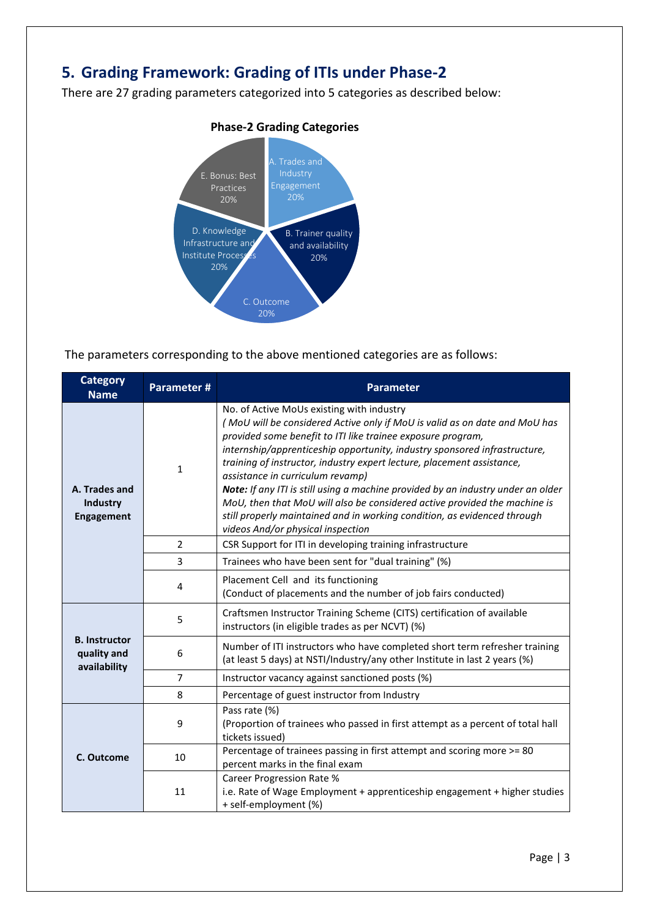## 5. Grading Framework: Grading of ITIs under Phase-2

There are 27 grading parameters categorized into 5 categories as described below:

**Phase-2 Grading Categories**

- A. Trades and Industry Engagement 20%
- B. Trainer quality and availability 20%
- C. Outcome 20%
- D. Knowledge Infrastructure and Institute Processes 20%
- E. Bonus: Best Practices 20%

The parameters corresponding to the above mentioned categories are as follows:

| Category Name | Parameter # | Parameter |
|---|---|---|
| **A. Trades and Industry Engagement** | 1 | No. of Active MoUs existing with industry<br>*( MoU will be considered Active only if MoU is valid as on date and MoU has provided some benefit to ITI like trainee exposure program, internship/apprenticeship opportunity, industry sponsored infrastructure, training of instructor, industry expert lecture, placement assistance, assistance in curriculum revamp)*<br>***Note:*** *If any ITI is still using a machine provided by an industry under an older MoU, then that MoU will also be considered active provided the machine is still properly maintained and in working condition, as evidenced through videos And/or physical inspection* |
| | 2 | CSR Support for ITI in developing training infrastructure |
| | 3 | Trainees who have been sent for "dual training" (%) |
| | 4 | Placement Cell and its functioning<br>(Conduct of placements and the number of job fairs conducted) |
| **B. Instructor quality and availability** | 5 | Craftsmen Instructor Training Scheme (CITS) certification of available instructors (in eligible trades as per NCVT) (%) |
| | 6 | Number of ITI instructors who have completed short term refresher training (at least 5 days) at NSTI/Industry/any other Institute in last 2 years (%) |
| | 7 | Instructor vacancy against sanctioned posts (%) |
| | 8 | Percentage of guest instructor from Industry |
| **C. Outcome** | 9 | Pass rate (%)<br>(Proportion of trainees who passed in first attempt as a percent of total hall tickets issued) |
| | 10 | Percentage of trainees passing in first attempt and scoring more >= 80 percent marks in the final exam |
| | 11 | Career Progression Rate %<br>i.e. Rate of Wage Employment + apprenticeship engagement + higher studies + self-employment (%) |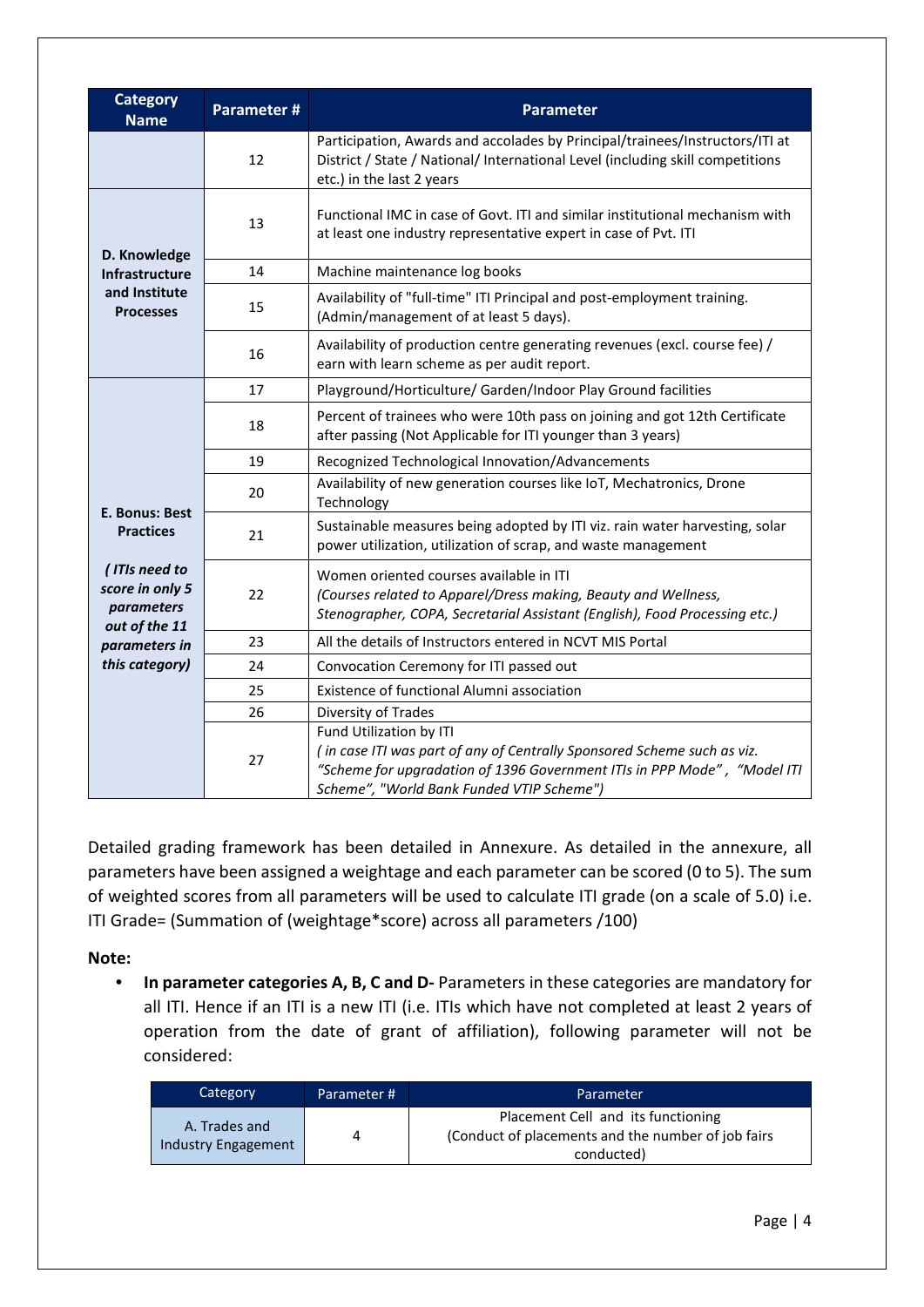| Category Name | Parameter # | Parameter |
|---|---|---|
| | 12 | Participation, Awards and accolades by Principal/trainees/Instructors/ITI at District / State / National/ International Level (including skill competitions etc.) in the last 2 years |
| **D. Knowledge Infrastructure and Institute Processes** | 13 | Functional IMC in case of Govt. ITI and similar institutional mechanism with at least one industry representative expert in case of Pvt. ITI |
| | 14 | Machine maintenance log books |
| | 15 | Availability of "full-time" ITI Principal and post-employment training. (Admin/management of at least 5 days). |
| | 16 | Availability of production centre generating revenues (excl. course fee) / earn with learn scheme as per audit report. |
| **E. Bonus: Best Practices** *( ITIs need to score in only 5 parameters out of the 11 parameters in this category)* | 17 | Playground/Horticulture/ Garden/Indoor Play Ground facilities |
| | 18 | Percent of trainees who were 10th pass on joining and got 12th Certificate after passing (Not Applicable for ITI younger than 3 years) |
| | 19 | Recognized Technological Innovation/Advancements |
| | 20 | Availability of new generation courses like IoT, Mechatronics, Drone Technology |
| | 21 | Sustainable measures being adopted by ITI viz. rain water harvesting, solar power utilization, utilization of scrap, and waste management |
| | 22 | Women oriented courses available in ITI *(Courses related to Apparel/Dress making, Beauty and Wellness, Stenographer, COPA, Secretarial Assistant (English), Food Processing etc.)* |
| | 23 | All the details of Instructors entered in NCVT MIS Portal |
| | 24 | Convocation Ceremony for ITI passed out |
| | 25 | Existence of functional Alumni association |
| | 26 | Diversity of Trades |
| | 27 | Fund Utilization by ITI *( in case ITI was part of any of Centrally Sponsored Scheme such as viz. "Scheme for upgradation of 1396 Government ITIs in PPP Mode" , "Model ITI Scheme", "World Bank Funded VTIP Scheme")* |

Detailed grading framework has been detailed in Annexure. As detailed in the annexure, all parameters have been assigned a weightage and each parameter can be scored (0 to 5). The sum of weighted scores from all parameters will be used to calculate ITI grade (on a scale of 5.0) i.e. ITI Grade= (Summation of (weightage*score) across all parameters /100)

**Note:**

- **In parameter categories A, B, C and D-** Parameters in these categories are mandatory for all ITI. Hence if an ITI is a new ITI (i.e. ITIs which have not completed at least 2 years of operation from the date of grant of affiliation), following parameter will not be considered:

| Category | Parameter # | Parameter |
|---|---|---|
| A. Trades and Industry Engagement | 4 | Placement Cell and its functioning (Conduct of placements and the number of job fairs conducted) |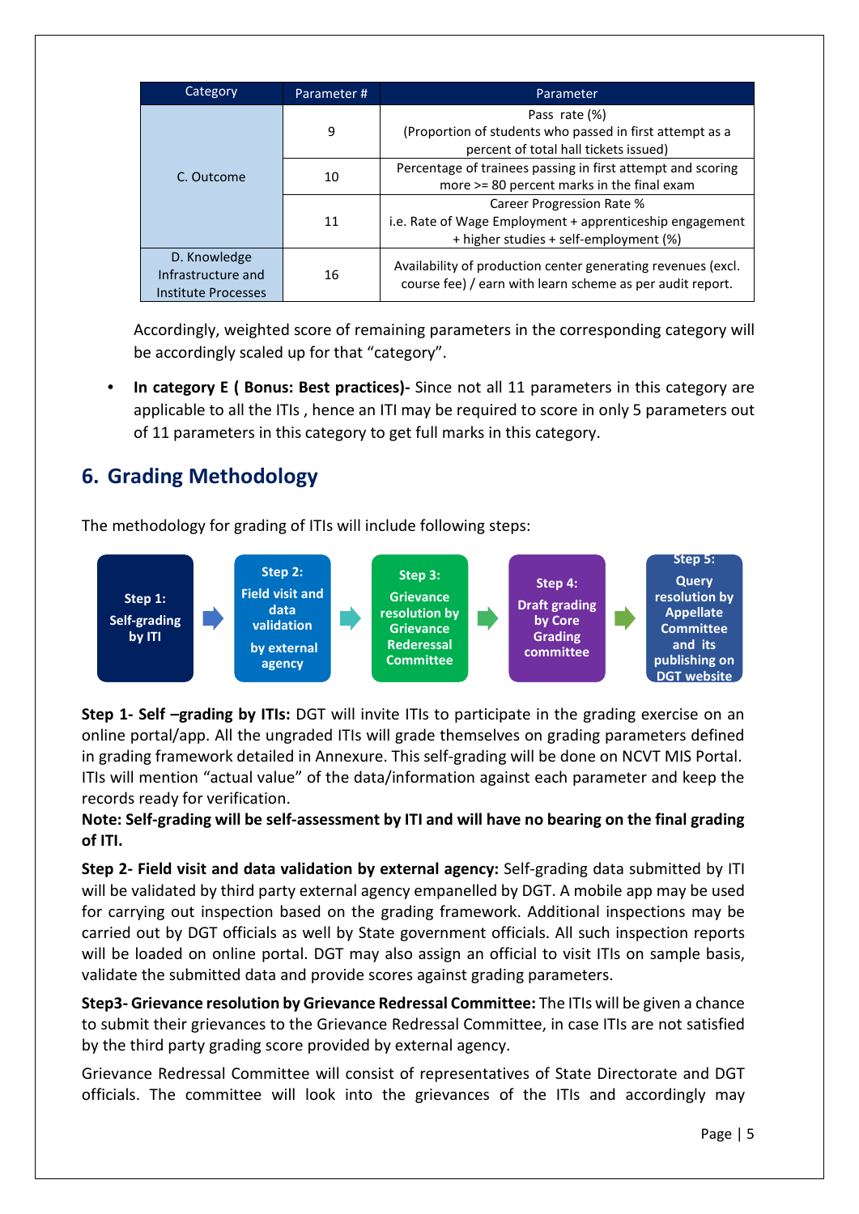| Category | Parameter # | Parameter |
|---|---|---|
| C. Outcome | 9 | Pass rate (%) (Proportion of students who passed in first attempt as a percent of total hall tickets issued) |
| | 10 | Percentage of trainees passing in first attempt and scoring more >= 80 percent marks in the final exam |
| | 11 | Career Progression Rate % i.e. Rate of Wage Employment + apprenticeship engagement + higher studies + self-employment (%) |
| D. Knowledge Infrastructure and Institute Processes | 16 | Availability of production center generating revenues (excl. course fee) / earn with learn scheme as per audit report. |

Accordingly, weighted score of remaining parameters in the corresponding category will be accordingly scaled up for that "category".

- **In category E ( Bonus: Best practices)-** Since not all 11 parameters in this category are applicable to all the ITIs , hence an ITI may be required to score in only 5 parameters out of 11 parameters in this category to get full marks in this category.

## 6. Grading Methodology

The methodology for grading of ITIs will include following steps:

**Step 1:** Self-grading by ITI → **Step 2:** Field visit and data validation by external agency → **Step 3:** Grievance resolution by Grievance Rederessal Committee → **Step 4:** Draft grading by Core Grading committee → **Step 5:** Query resolution by Appellate Committee and its publishing on DGT website

**Step 1- Self –grading by ITIs:** DGT will invite ITIs to participate in the grading exercise on an online portal/app. All the ungraded ITIs will grade themselves on grading parameters defined in grading framework detailed in Annexure. This self-grading will be done on NCVT MIS Portal. ITIs will mention "actual value" of the data/information against each parameter and keep the records ready for verification.

**Note: Self-grading will be self-assessment by ITI and will have no bearing on the final grading of ITI.**

**Step 2- Field visit and data validation by external agency:** Self-grading data submitted by ITI will be validated by third party external agency empanelled by DGT. A mobile app may be used for carrying out inspection based on the grading framework. Additional inspections may be carried out by DGT officials as well by State government officials. All such inspection reports will be loaded on online portal. DGT may also assign an official to visit ITIs on sample basis, validate the submitted data and provide scores against grading parameters.

**Step3- Grievance resolution by Grievance Redressal Committee:** The ITIs will be given a chance to submit their grievances to the Grievance Redressal Committee, in case ITIs are not satisfied by the third party grading score provided by external agency.

Grievance Redressal Committee will consist of representatives of State Directorate and DGT officials. The committee will look into the grievances of the ITIs and accordingly may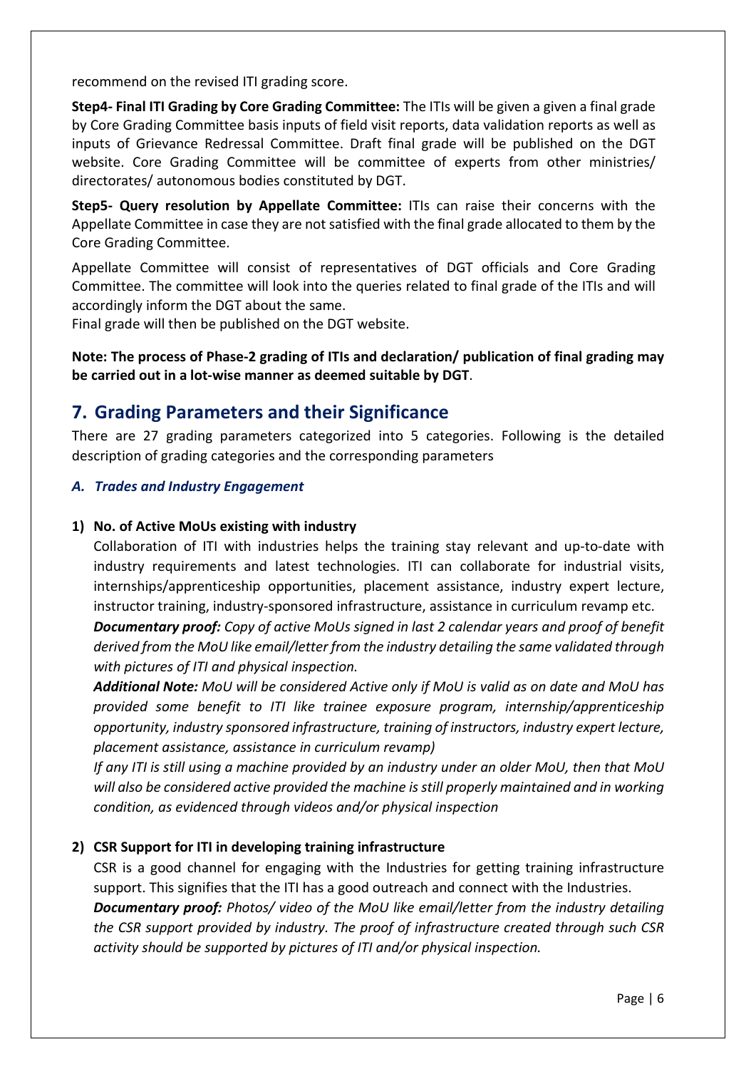recommend on the revised ITI grading score.

**Step4- Final ITI Grading by Core Grading Committee:** The ITIs will be given a given a final grade by Core Grading Committee basis inputs of field visit reports, data validation reports as well as inputs of Grievance Redressal Committee. Draft final grade will be published on the DGT website. Core Grading Committee will be committee of experts from other ministries/ directorates/ autonomous bodies constituted by DGT.

**Step5- Query resolution by Appellate Committee:** ITIs can raise their concerns with the Appellate Committee in case they are not satisfied with the final grade allocated to them by the Core Grading Committee.

Appellate Committee will consist of representatives of DGT officials and Core Grading Committee. The committee will look into the queries related to final grade of the ITIs and will accordingly inform the DGT about the same.
Final grade will then be published on the DGT website.

**Note: The process of Phase-2 grading of ITIs and declaration/ publication of final grading may be carried out in a lot-wise manner as deemed suitable by DGT**.

## 7. Grading Parameters and their Significance

There are 27 grading parameters categorized into 5 categories. Following is the detailed description of grading categories and the corresponding parameters

### *A. Trades and Industry Engagement*

**1) No. of Active MoUs existing with industry**

Collaboration of ITI with industries helps the training stay relevant and up-to-date with industry requirements and latest technologies. ITI can collaborate for industrial visits, internships/apprenticeship opportunities, placement assistance, industry expert lecture, instructor training, industry-sponsored infrastructure, assistance in curriculum revamp etc.

***Documentary proof:*** *Copy of active MoUs signed in last 2 calendar years and proof of benefit derived from the MoU like email/letter from the industry detailing the same validated through with pictures of ITI and physical inspection.*

***Additional Note:*** *MoU will be considered Active only if MoU is valid as on date and MoU has provided some benefit to ITI like trainee exposure program, internship/apprenticeship opportunity, industry sponsored infrastructure, training of instructors, industry expert lecture, placement assistance, assistance in curriculum revamp)*

*If any ITI is still using a machine provided by an industry under an older MoU, then that MoU will also be considered active provided the machine is still properly maintained and in working condition, as evidenced through videos and/or physical inspection*

**2) CSR Support for ITI in developing training infrastructure**

CSR is a good channel for engaging with the Industries for getting training infrastructure support. This signifies that the ITI has a good outreach and connect with the Industries.

***Documentary proof:*** *Photos/ video of the MoU like email/letter from the industry detailing the CSR support provided by industry. The proof of infrastructure created through such CSR activity should be supported by pictures of ITI and/or physical inspection.*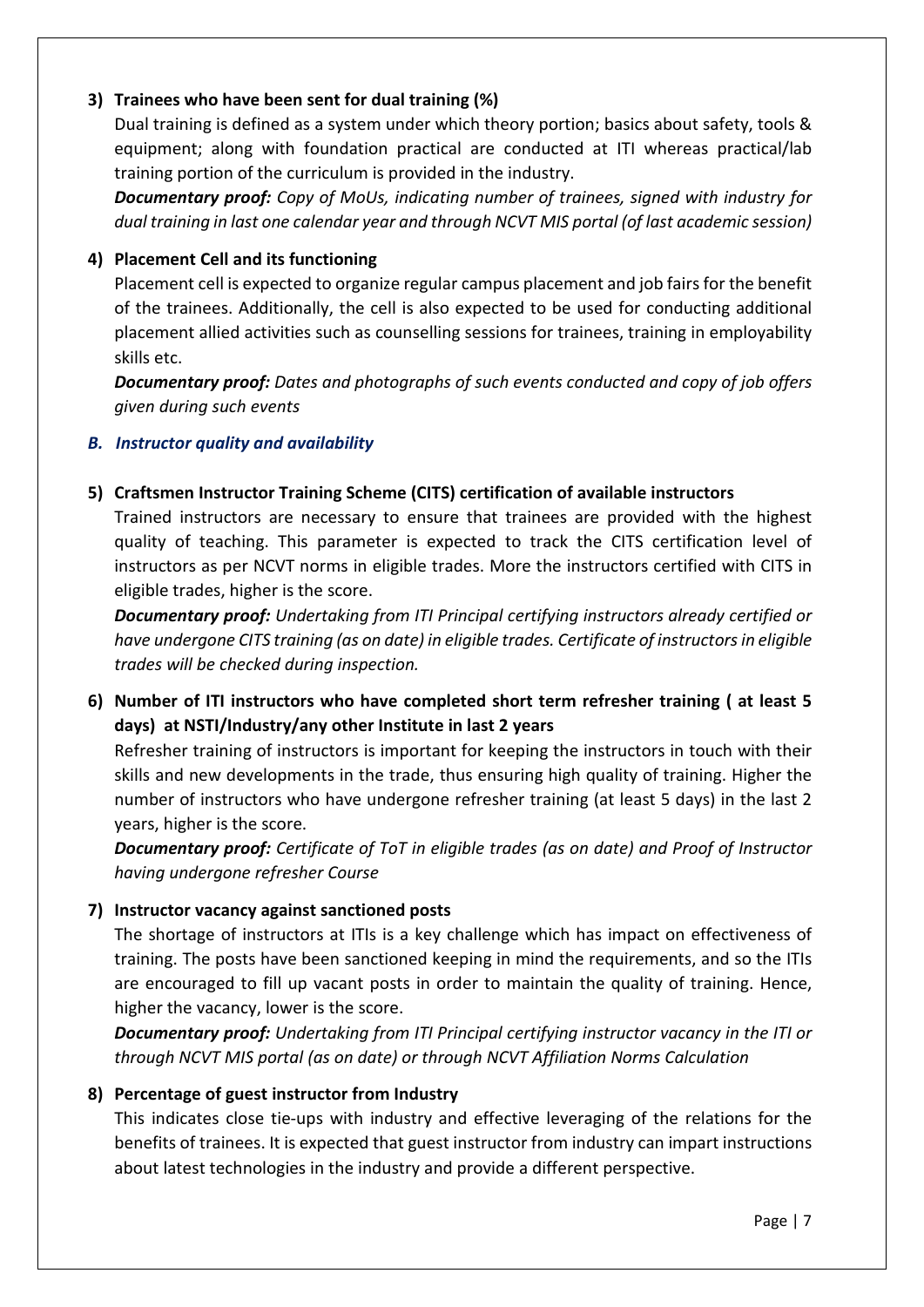**3) Trainees who have been sent for dual training (%)**

Dual training is defined as a system under which theory portion; basics about safety, tools & equipment; along with foundation practical are conducted at ITI whereas practical/lab training portion of the curriculum is provided in the industry.

***Documentary proof:*** *Copy of MoUs, indicating number of trainees, signed with industry for dual training in last one calendar year and through NCVT MIS portal (of last academic session)*

**4) Placement Cell and its functioning**

Placement cell is expected to organize regular campus placement and job fairs for the benefit of the trainees. Additionally, the cell is also expected to be used for conducting additional placement allied activities such as counselling sessions for trainees, training in employability skills etc.

***Documentary proof:*** *Dates and photographs of such events conducted and copy of job offers given during such events*

### *B. Instructor quality and availability*

**5) Craftsmen Instructor Training Scheme (CITS) certification of available instructors**

Trained instructors are necessary to ensure that trainees are provided with the highest quality of teaching. This parameter is expected to track the CITS certification level of instructors as per NCVT norms in eligible trades. More the instructors certified with CITS in eligible trades, higher is the score.

***Documentary proof:*** *Undertaking from ITI Principal certifying instructors already certified or have undergone CITS training (as on date) in eligible trades. Certificate of instructors in eligible trades will be checked during inspection.*

**6) Number of ITI instructors who have completed short term refresher training ( at least 5 days) at NSTI/Industry/any other Institute in last 2 years**

Refresher training of instructors is important for keeping the instructors in touch with their skills and new developments in the trade, thus ensuring high quality of training. Higher the number of instructors who have undergone refresher training (at least 5 days) in the last 2 years, higher is the score.

***Documentary proof:*** *Certificate of ToT in eligible trades (as on date) and Proof of Instructor having undergone refresher Course*

**7) Instructor vacancy against sanctioned posts**

The shortage of instructors at ITIs is a key challenge which has impact on effectiveness of training. The posts have been sanctioned keeping in mind the requirements, and so the ITIs are encouraged to fill up vacant posts in order to maintain the quality of training. Hence, higher the vacancy, lower is the score.

***Documentary proof:*** *Undertaking from ITI Principal certifying instructor vacancy in the ITI or through NCVT MIS portal (as on date) or through NCVT Affiliation Norms Calculation*

**8) Percentage of guest instructor from Industry**

This indicates close tie-ups with industry and effective leveraging of the relations for the benefits of trainees. It is expected that guest instructor from industry can impart instructions about latest technologies in the industry and provide a different perspective.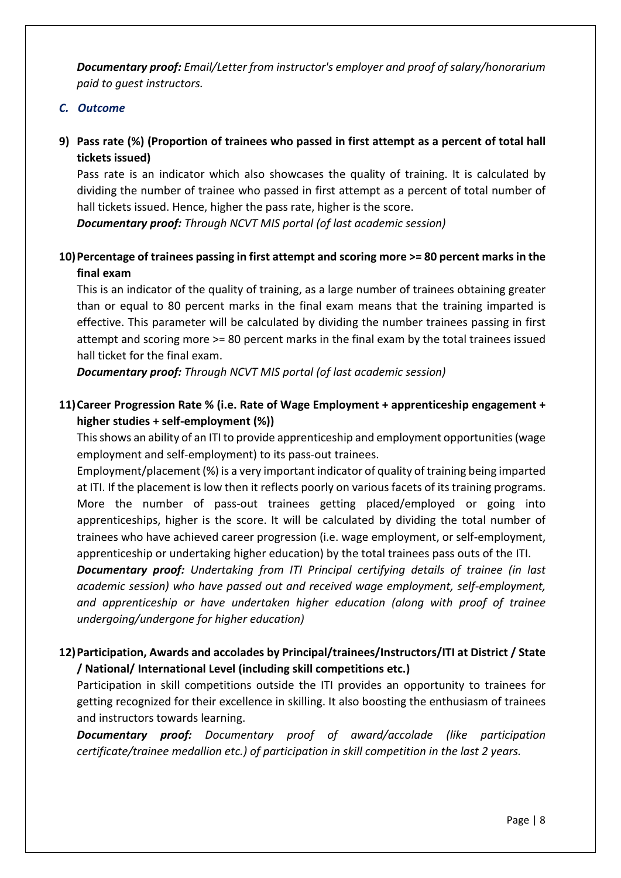***Documentary proof:*** *Email/Letter from instructor's employer and proof of salary/honorarium paid to guest instructors.*

### *C. Outcome*

**9) Pass rate (%) (Proportion of trainees who passed in first attempt as a percent of total hall tickets issued)**

Pass rate is an indicator which also showcases the quality of training. It is calculated by dividing the number of trainee who passed in first attempt as a percent of total number of hall tickets issued. Hence, higher the pass rate, higher is the score.

***Documentary proof:*** *Through NCVT MIS portal (of last academic session)*

**10) Percentage of trainees passing in first attempt and scoring more >= 80 percent marks in the final exam**

This is an indicator of the quality of training, as a large number of trainees obtaining greater than or equal to 80 percent marks in the final exam means that the training imparted is effective. This parameter will be calculated by dividing the number trainees passing in first attempt and scoring more >= 80 percent marks in the final exam by the total trainees issued hall ticket for the final exam.

***Documentary proof:*** *Through NCVT MIS portal (of last academic session)*

**11) Career Progression Rate % (i.e. Rate of Wage Employment + apprenticeship engagement + higher studies + self-employment (%))**

This shows an ability of an ITI to provide apprenticeship and employment opportunities (wage employment and self-employment) to its pass-out trainees.

Employment/placement (%) is a very important indicator of quality of training being imparted at ITI. If the placement is low then it reflects poorly on various facets of its training programs. More the number of pass-out trainees getting placed/employed or going into apprenticeships, higher is the score. It will be calculated by dividing the total number of trainees who have achieved career progression (i.e. wage employment, or self-employment, apprenticeship or undertaking higher education) by the total trainees pass outs of the ITI.

***Documentary proof:*** *Undertaking from ITI Principal certifying details of trainee (in last academic session) who have passed out and received wage employment, self-employment, and apprenticeship or have undertaken higher education (along with proof of trainee undergoing/undergone for higher education)*

**12) Participation, Awards and accolades by Principal/trainees/Instructors/ITI at District / State / National/ International Level (including skill competitions etc.)**

Participation in skill competitions outside the ITI provides an opportunity to trainees for getting recognized for their excellence in skilling. It also boosting the enthusiasm of trainees and instructors towards learning.

***Documentary proof:*** *Documentary proof of award/accolade (like participation certificate/trainee medallion etc.) of participation in skill competition in the last 2 years.*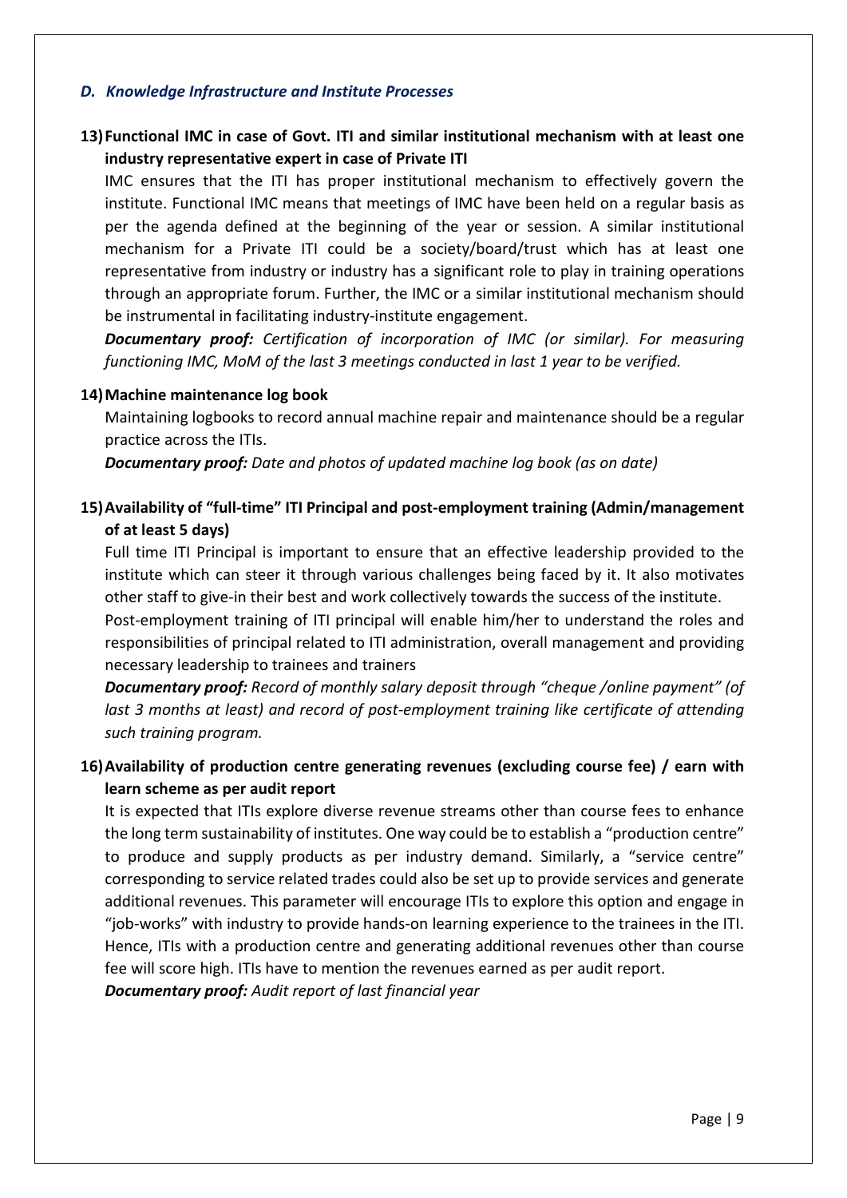### *D. Knowledge Infrastructure and Institute Processes*

**13) Functional IMC in case of Govt. ITI and similar institutional mechanism with at least one industry representative expert in case of Private ITI**

IMC ensures that the ITI has proper institutional mechanism to effectively govern the institute. Functional IMC means that meetings of IMC have been held on a regular basis as per the agenda defined at the beginning of the year or session. A similar institutional mechanism for a Private ITI could be a society/board/trust which has at least one representative from industry or industry has a significant role to play in training operations through an appropriate forum. Further, the IMC or a similar institutional mechanism should be instrumental in facilitating industry-institute engagement.

***Documentary proof:*** *Certification of incorporation of IMC (or similar). For measuring functioning IMC, MoM of the last 3 meetings conducted in last 1 year to be verified.*

**14) Machine maintenance log book**

Maintaining logbooks to record annual machine repair and maintenance should be a regular practice across the ITIs.

***Documentary proof:*** *Date and photos of updated machine log book (as on date)*

**15) Availability of "full-time" ITI Principal and post-employment training (Admin/management of at least 5 days)**

Full time ITI Principal is important to ensure that an effective leadership provided to the institute which can steer it through various challenges being faced by it. It also motivates other staff to give-in their best and work collectively towards the success of the institute.

Post-employment training of ITI principal will enable him/her to understand the roles and responsibilities of principal related to ITI administration, overall management and providing necessary leadership to trainees and trainers

***Documentary proof:*** *Record of monthly salary deposit through "cheque /online payment" (of last 3 months at least) and record of post-employment training like certificate of attending such training program.*

**16) Availability of production centre generating revenues (excluding course fee) / earn with learn scheme as per audit report**

It is expected that ITIs explore diverse revenue streams other than course fees to enhance the long term sustainability of institutes. One way could be to establish a "production centre" to produce and supply products as per industry demand. Similarly, a "service centre" corresponding to service related trades could also be set up to provide services and generate additional revenues. This parameter will encourage ITIs to explore this option and engage in "job-works" with industry to provide hands-on learning experience to the trainees in the ITI. Hence, ITIs with a production centre and generating additional revenues other than course fee will score high. ITIs have to mention the revenues earned as per audit report.

***Documentary proof:*** *Audit report of last financial year*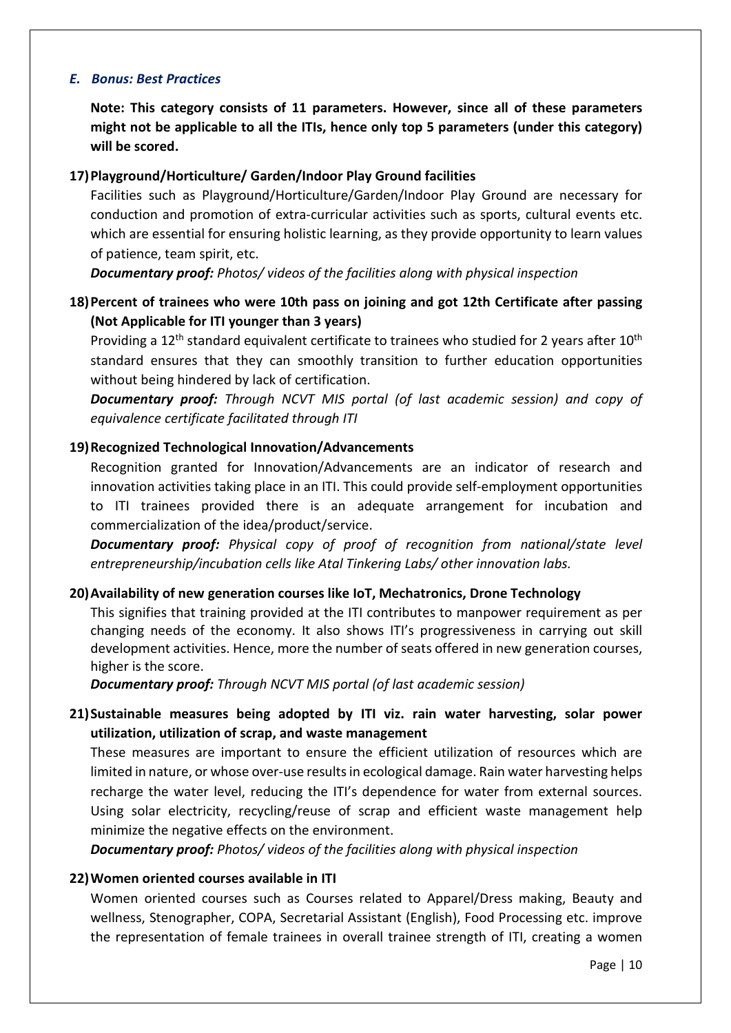### *E. Bonus: Best Practices*

**Note: This category consists of 11 parameters. However, since all of these parameters might not be applicable to all the ITIs, hence only top 5 parameters (under this category) will be scored.**

**17) Playground/Horticulture/ Garden/Indoor Play Ground facilities**

Facilities such as Playground/Horticulture/Garden/Indoor Play Ground are necessary for conduction and promotion of extra-curricular activities such as sports, cultural events etc. which are essential for ensuring holistic learning, as they provide opportunity to learn values of patience, team spirit, etc.

***Documentary proof:*** *Photos/ videos of the facilities along with physical inspection*

**18) Percent of trainees who were 10th pass on joining and got 12th Certificate after passing (Not Applicable for ITI younger than 3 years)**

Providing a 12th standard equivalent certificate to trainees who studied for 2 years after 10th standard ensures that they can smoothly transition to further education opportunities without being hindered by lack of certification.

***Documentary proof:*** *Through NCVT MIS portal (of last academic session) and copy of equivalence certificate facilitated through ITI*

**19) Recognized Technological Innovation/Advancements**

Recognition granted for Innovation/Advancements are an indicator of research and innovation activities taking place in an ITI. This could provide self-employment opportunities to ITI trainees provided there is an adequate arrangement for incubation and commercialization of the idea/product/service.

***Documentary proof:*** *Physical copy of proof of recognition from national/state level entrepreneurship/incubation cells like Atal Tinkering Labs/ other innovation labs.*

**20) Availability of new generation courses like IoT, Mechatronics, Drone Technology**

This signifies that training provided at the ITI contributes to manpower requirement as per changing needs of the economy. It also shows ITI's progressiveness in carrying out skill development activities. Hence, more the number of seats offered in new generation courses, higher is the score.

***Documentary proof:*** *Through NCVT MIS portal (of last academic session)*

**21) Sustainable measures being adopted by ITI viz. rain water harvesting, solar power utilization, utilization of scrap, and waste management**

These measures are important to ensure the efficient utilization of resources which are limited in nature, or whose over-use results in ecological damage. Rain water harvesting helps recharge the water level, reducing the ITI's dependence for water from external sources. Using solar electricity, recycling/reuse of scrap and efficient waste management help minimize the negative effects on the environment.

***Documentary proof:*** *Photos/ videos of the facilities along with physical inspection*

**22) Women oriented courses available in ITI**

Women oriented courses such as Courses related to Apparel/Dress making, Beauty and wellness, Stenographer, COPA, Secretarial Assistant (English), Food Processing etc. improve the representation of female trainees in overall trainee strength of ITI, creating a women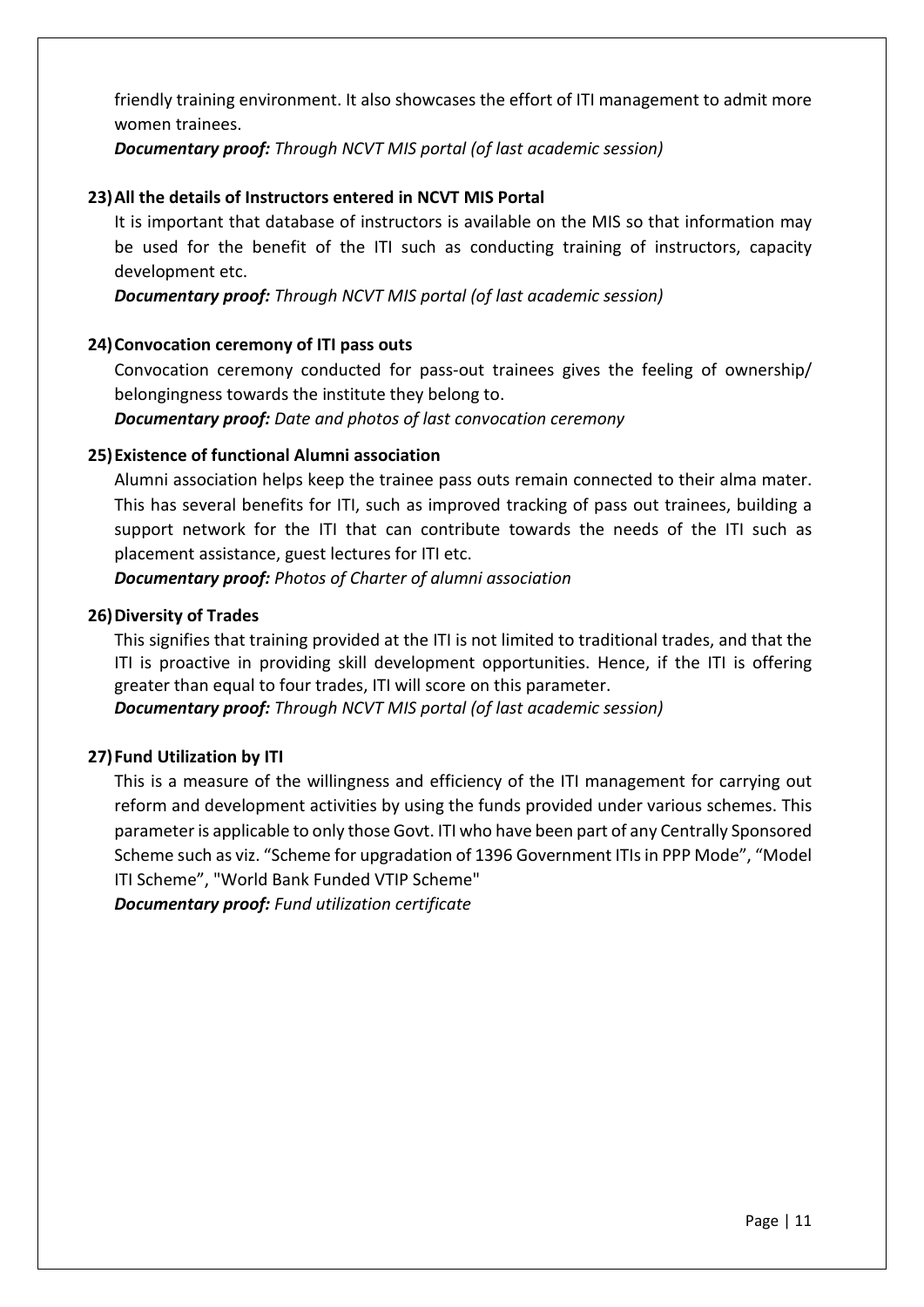friendly training environment. It also showcases the effort of ITI management to admit more women trainees.

***Documentary proof:*** *Through NCVT MIS portal (of last academic session)*

**23) All the details of Instructors entered in NCVT MIS Portal**

It is important that database of instructors is available on the MIS so that information may be used for the benefit of the ITI such as conducting training of instructors, capacity development etc.

***Documentary proof:*** *Through NCVT MIS portal (of last academic session)*

**24) Convocation ceremony of ITI pass outs**

Convocation ceremony conducted for pass-out trainees gives the feeling of ownership/ belongingness towards the institute they belong to.

***Documentary proof:*** *Date and photos of last convocation ceremony*

**25) Existence of functional Alumni association**

Alumni association helps keep the trainee pass outs remain connected to their alma mater. This has several benefits for ITI, such as improved tracking of pass out trainees, building a support network for the ITI that can contribute towards the needs of the ITI such as placement assistance, guest lectures for ITI etc.

***Documentary proof:*** *Photos of Charter of alumni association*

**26) Diversity of Trades**

This signifies that training provided at the ITI is not limited to traditional trades, and that the ITI is proactive in providing skill development opportunities. Hence, if the ITI is offering greater than equal to four trades, ITI will score on this parameter.

***Documentary proof:*** *Through NCVT MIS portal (of last academic session)*

**27) Fund Utilization by ITI**

This is a measure of the willingness and efficiency of the ITI management for carrying out reform and development activities by using the funds provided under various schemes. This parameter is applicable to only those Govt. ITI who have been part of any Centrally Sponsored Scheme such as viz. "Scheme for upgradation of 1396 Government ITIs in PPP Mode", "Model ITI Scheme", "World Bank Funded VTIP Scheme"

***Documentary proof:*** *Fund utilization certificate*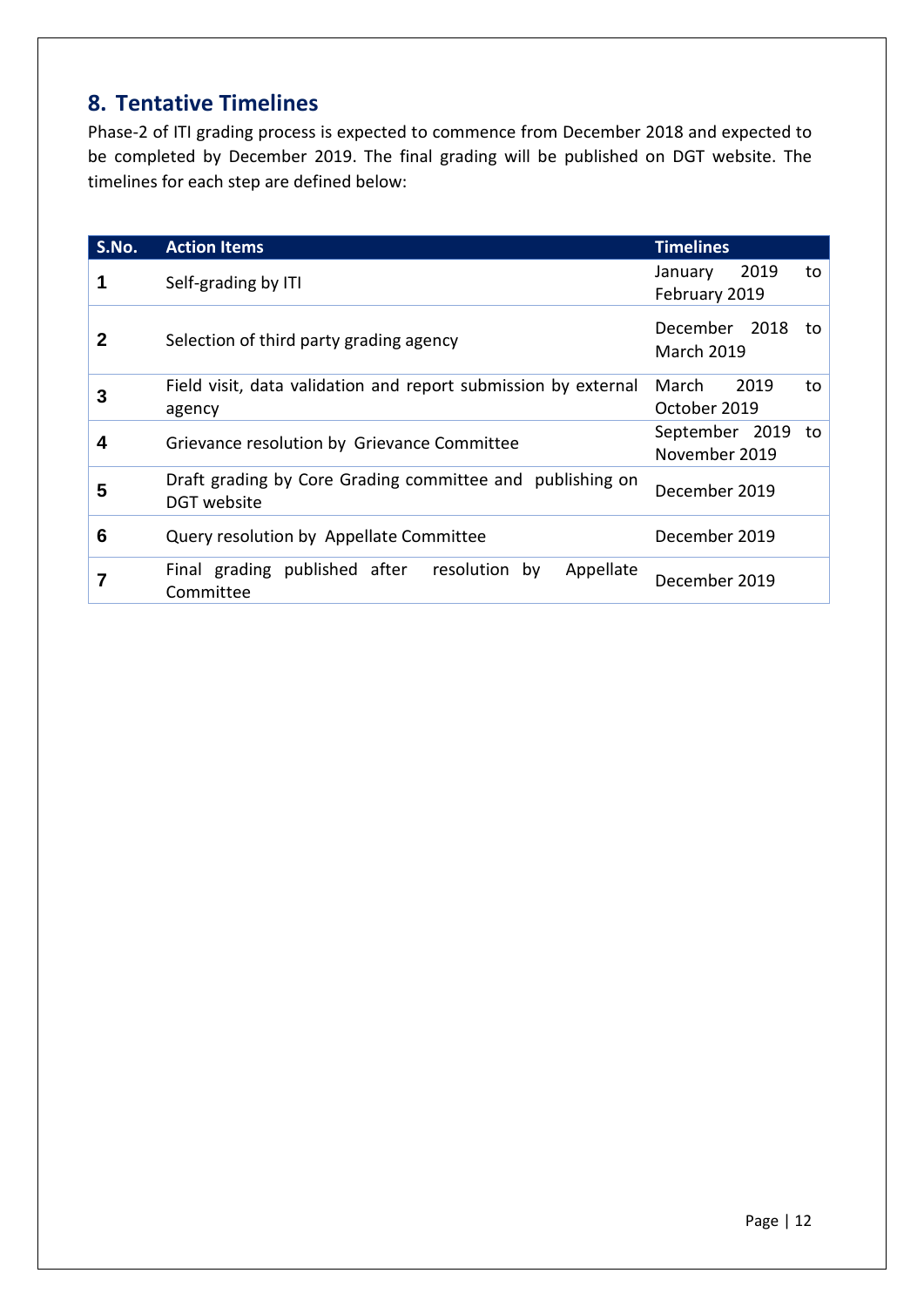## 8. Tentative Timelines

Phase-2 of ITI grading process is expected to commence from December 2018 and expected to be completed by December 2019. The final grading will be published on DGT website. The timelines for each step are defined below:

| S.No. | Action Items | Timelines |
|---|---|---|
| 1 | Self-grading by ITI | January 2019 to February 2019 |
| 2 | Selection of third party grading agency | December 2018 to March 2019 |
| 3 | Field visit, data validation and report submission by external agency | March 2019 to October 2019 |
| 4 | Grievance resolution by Grievance Committee | September 2019 to November 2019 |
| 5 | Draft grading by Core Grading committee and publishing on DGT website | December 2019 |
| 6 | Query resolution by Appellate Committee | December 2019 |
| 7 | Final grading published after resolution by Appellate Committee | December 2019 |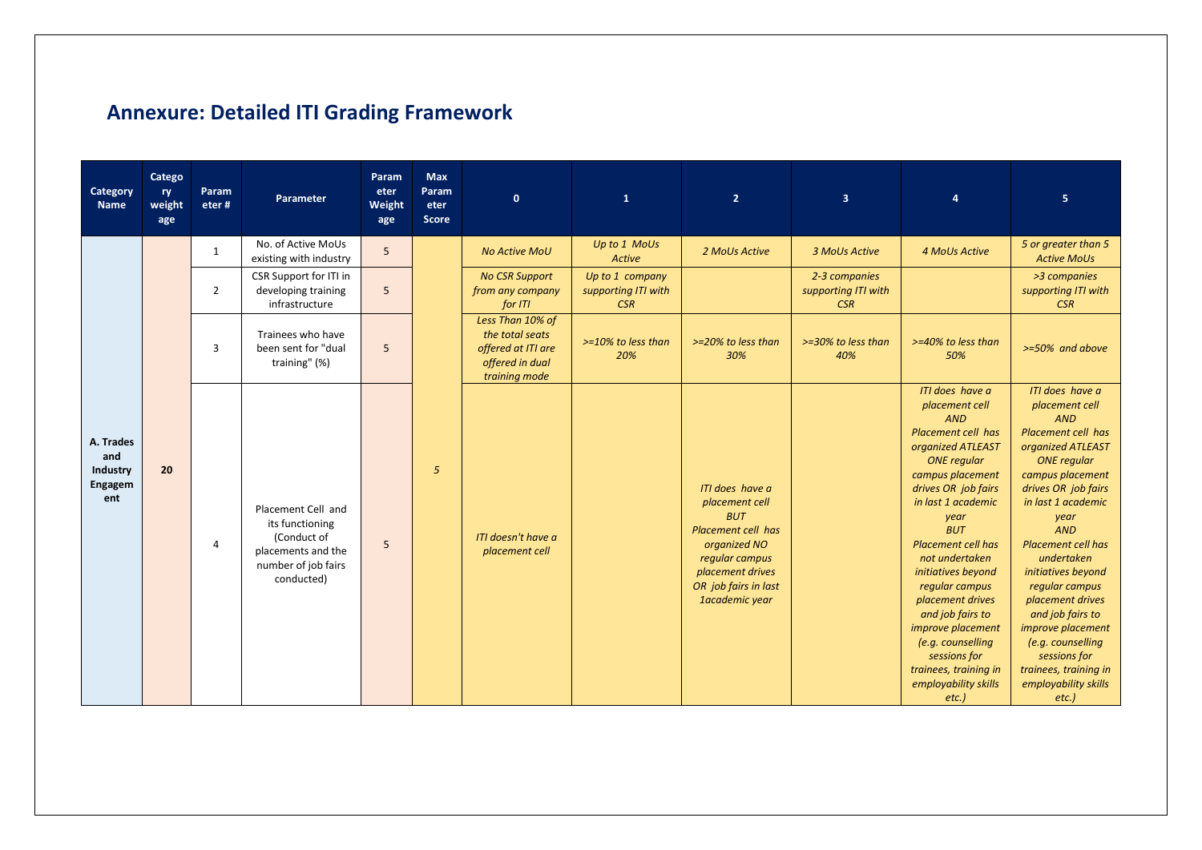# Annexure: Detailed ITI Grading Framework

| Category Name | Category weightage | Parameter # | Parameter | Parameter Weightage | Max Parameter Score | 0 | 1 | 2 | 3 | 4 | 5 |
|---|---|---|---|---|---|---|---|---|---|---|---|
| A. Trades and Industry Engagement | 20 | 1 | No. of Active MoUs existing with industry | 5 | 5 | *No Active MoU* | *Up to 1 MoUs Active* | *2 MoUs Active* | *3 MoUs Active* | *4 MoUs Active* | *5 or greater than 5 Active MoUs* |
| | | 2 | CSR Support for ITI in developing training infrastructure | 5 | | *No CSR Support from any company for ITI* | *Up to 1 company supporting ITI with CSR* | | *2-3 companies supporting ITI with CSR* | | *>3 companies supporting ITI with CSR* |
| | | 3 | Trainees who have been sent for "dual training" (%) | 5 | | *Less Than 10% of the total seats offered at ITI are offered in dual training mode* | *>=10% to less than 20%* | *>=20% to less than 30%* | *>=30% to less than 40%* | *>=40% to less than 50%* | *>=50% and above* |
| | | 4 | Placement Cell and its functioning (Conduct of placements and the number of job fairs conducted) | 5 | | *ITI doesn't have a placement cell* | | *ITI does have a placement cell BUT Placement cell has organized NO regular campus placement drives OR job fairs in last 1academic year* | | *ITI does have a placement cell AND Placement cell has organized ATLEAST ONE regular campus placement drives OR job fairs in last 1 academic year BUT Placement cell has not undertaken initiatives beyond regular campus placement drives and job fairs to improve placement (e.g. counselling sessions for trainees, training in employability skills etc.)* | *ITI does have a placement cell AND Placement cell has organized ATLEAST ONE regular campus placement drives OR job fairs in last 1 academic year AND Placement cell has undertaken initiatives beyond regular campus placement drives and job fairs to improve placement (e.g. counselling sessions for trainees, training in employability skills etc.)* |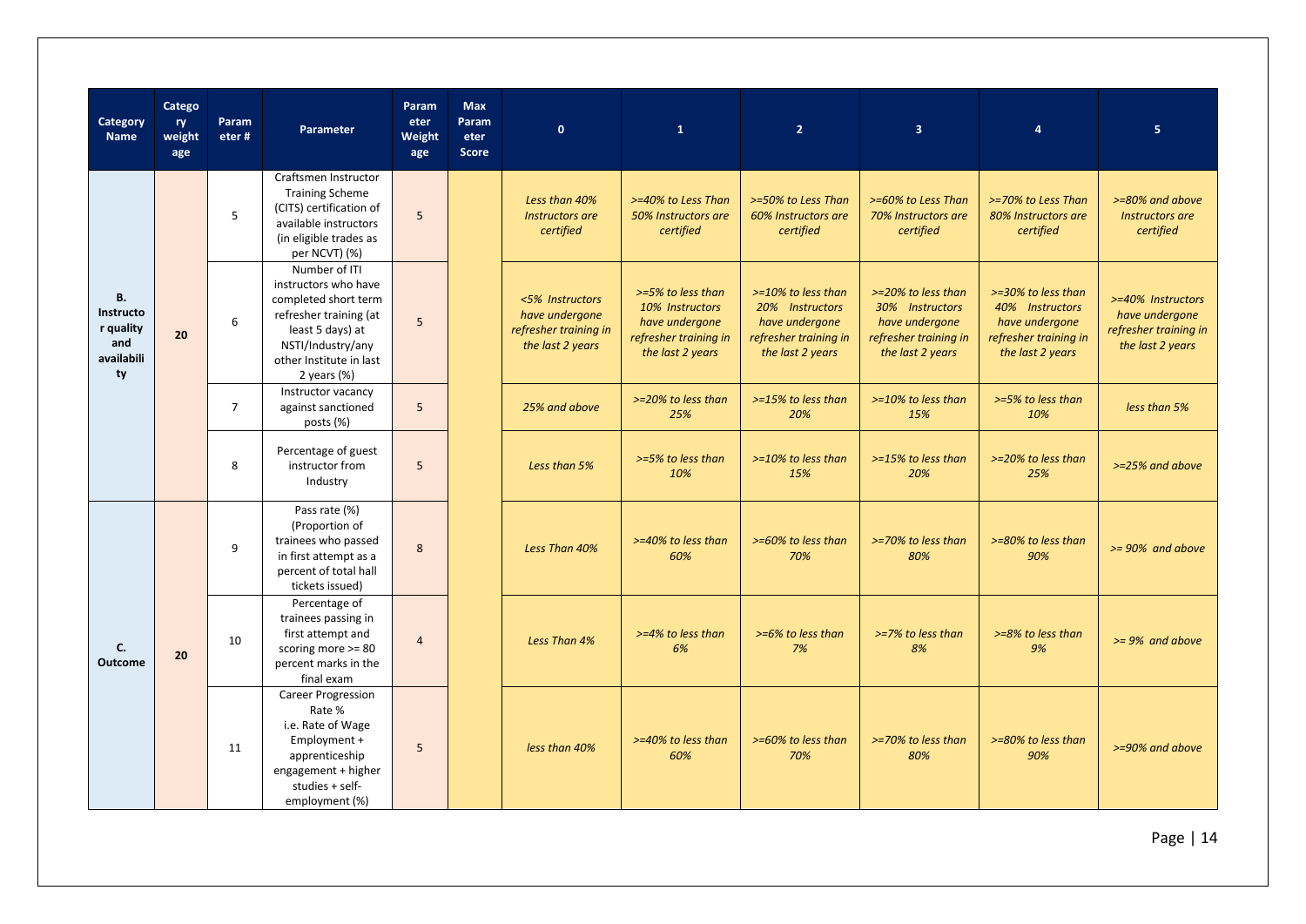| Category Name | Category weightage | Parameter # | Parameter | Parameter Weightage | Max Parameter Score | 0 | 1 | 2 | 3 | 4 | 5 |
|---|---|---|---|---|---|---|---|---|---|---|---|
| B. Instructor quality and availability | 20 | 5 | Craftsmen Instructor Training Scheme (CITS) certification of available instructors (in eligible trades as per NCVT) (%) | 5 | | *Less than 40% Instructors are certified* | *>=40% to Less Than 50% Instructors are certified* | *>=50% to Less Than 60% Instructors are certified* | *>=60% to Less Than 70% Instructors are certified* | *>=70% to Less Than 80% Instructors are certified* | *>=80% and above Instructors are certified* |
| | | 6 | Number of ITI instructors who have completed short term refresher training (at least 5 days) at NSTI/Industry/any other Institute in last 2 years (%) | 5 | | *<5% Instructors have undergone refresher training in the last 2 years* | *>=5% to less than 10% Instructors have undergone refresher training in the last 2 years* | *>=10% to less than 20% Instructors have undergone refresher training in the last 2 years* | *>=20% to less than 30% Instructors have undergone refresher training in the last 2 years* | *>=30% to less than 40% Instructors have undergone refresher training in the last 2 years* | *>=40% Instructors have undergone refresher training in the last 2 years* |
| | | 7 | Instructor vacancy against sanctioned posts (%) | 5 | | *25% and above* | *>=20% to less than 25%* | *>=15% to less than 20%* | *>=10% to less than 15%* | *>=5% to less than 10%* | *less than 5%* |
| | | 8 | Percentage of guest instructor from Industry | 5 | | *Less than 5%* | *>=5% to less than 10%* | *>=10% to less than 15%* | *>=15% to less than 20%* | *>=20% to less than 25%* | *>=25% and above* |
| C. Outcome | 20 | 9 | Pass rate (%) (Proportion of trainees who passed in first attempt as a percent of total hall tickets issued) | 8 | | *Less Than 40%* | *>=40% to less than 60%* | *>=60% to less than 70%* | *>=70% to less than 80%* | *>=80% to less than 90%* | *>= 90% and above* |
| | | 10 | Percentage of trainees passing in first attempt and scoring more >= 80 percent marks in the final exam | 4 | | *Less Than 4%* | *>=4% to less than 6%* | *>=6% to less than 7%* | *>=7% to less than 8%* | *>=8% to less than 9%* | *>= 9% and above* |
| | | 11 | Career Progression Rate % i.e. Rate of Wage Employment + apprenticeship engagement + higher studies + self-employment (%) | 5 | | *less than 40%* | *>=40% to less than 60%* | *>=60% to less than 70%* | *>=70% to less than 80%* | *>=80% to less than 90%* | *>=90% and above* |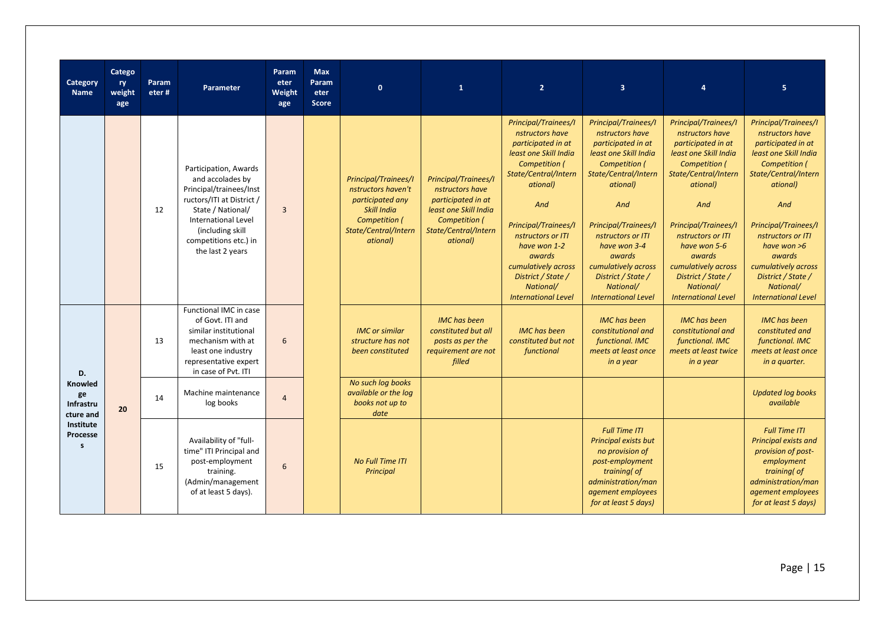| Category Name | Category weightage | Parameter # | Parameter | Parameter Weightage | Max Parameter Score | 0 | 1 | 2 | 3 | 4 | 5 |
|---|---|---|---|---|---|---|---|---|---|---|---|
| | | 12 | Participation, Awards and accolades by Principal/trainees/Instructors/ITI at District / State / National/ International Level (including skill competitions etc.) in the last 2 years | 3 | | *Principal/Trainees/Instructors haven't participated any Skill India Competition ( State/Central/International)* | *Principal/Trainees/Instructors have participated in at least one Skill India Competition ( State/Central/International)* | *Principal/Trainees/Instructors have participated in at least one Skill India Competition ( State/Central/International) And Principal/Trainees/Instructors or ITI have won 1-2 awards cumulatively across District / State / National/ International Level* | *Principal/Trainees/Instructors have participated in at least one Skill India Competition ( State/Central/International) And Principal/Trainees/Instructors or ITI have won 3-4 awards cumulatively across District / State / National/ International Level* | *Principal/Trainees/Instructors have participated in at least one Skill India Competition ( State/Central/International) And Principal/Trainees/Instructors or ITI have won 5-6 awards cumulatively across District / State / National/ International Level* | *Principal/Trainees/Instructors have participated in at least one Skill India Competition ( State/Central/International) And Principal/Trainees/Instructors or ITI have won >6 awards cumulatively across District / State / National/ International Level* |
| **D. Knowledge Infrastructure and Institute Processes** | **20** | 13 | Functional IMC in case of Govt. ITI and similar institutional mechanism with at least one industry representative expert in case of Pvt. ITI | 6 | | *IMC or similar structure has not been constituted* | *IMC has been constituted but all posts as per the requirement are not filled* | *IMC has been constituted but not functional* | *IMC has been constitutional and functional. IMC meets at least once in a year* | *IMC has been constitutional and functional. IMC meets at least twice in a year* | *IMC has been constituted and functional. IMC meets at least once in a quarter.* |
| | | 14 | Machine maintenance log books | 4 | | *No such log books available or the log books not up to date* | | | | | *Updated log books available* |
| | | 15 | Availability of "full-time" ITI Principal and post-employment training. (Admin/management of at least 5 days). | 6 | | *No Full Time ITI Principal* | | | *Full Time ITI Principal exists but no provision of post-employment training( of administration/management employees for at least 5 days)* | | *Full Time ITI Principal exists and provision of post-employment training( of administration/management employees for at least 5 days)* |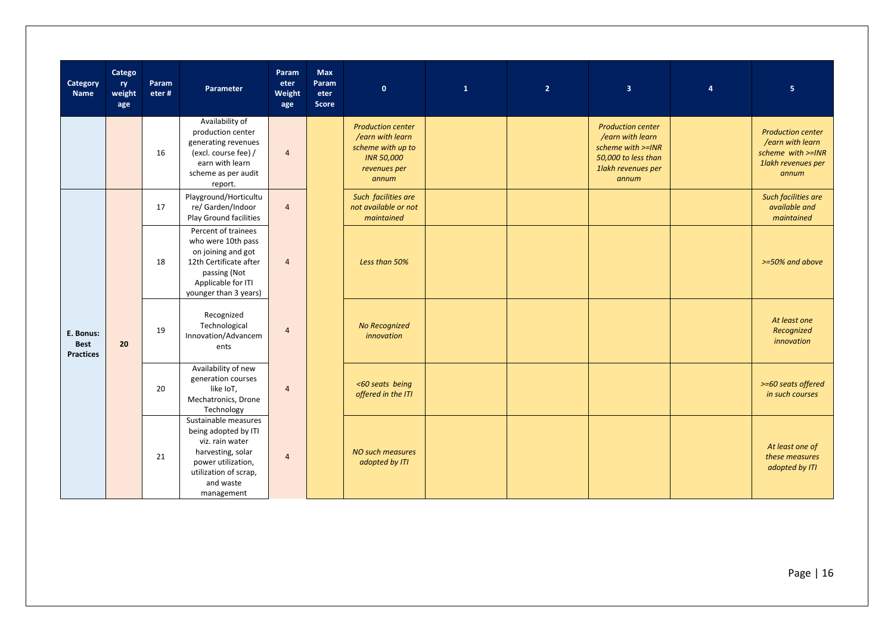| Category Name | Category weightage | Parameter # | Parameter | Parameter Weightage | Max Parameter Score | 0 | 1 | 2 | 3 | 4 | 5 |
|---|---|---|---|---|---|---|---|---|---|---|---|
| | | 16 | Availability of production center generating revenues (excl. course fee) / earn with learn scheme as per audit report. | 4 | | *Production center /earn with learn scheme with up to INR 50,000 revenues per annum* | | | *Production center /earn with learn scheme with >=INR 50,000 to less than 1lakh revenues per annum* | | *Production center /earn with learn scheme with >=INR 1lakh revenues per annum* |
| **E. Bonus: Best Practices** | **20** | 17 | Playground/Horticulture/ Garden/Indoor Play Ground facilities | 4 | | *Such facilities are not available or not maintained* | | | | | *Such facilities are available and maintained* |
| | | 18 | Percent of trainees who were 10th pass on joining and got 12th Certificate after passing (Not Applicable for ITI younger than 3 years) | 4 | | *Less than 50%* | | | | | *>=50% and above* |
| | | 19 | Recognized Technological Innovation/Advancements | 4 | | *No Recognized innovation* | | | | | *At least one Recognized innovation* |
| | | 20 | Availability of new generation courses like IoT, Mechatronics, Drone Technology | 4 | | *<60 seats being offered in the ITI* | | | | | *>=60 seats offered in such courses* |
| | | 21 | Sustainable measures being adopted by ITI viz. rain water harvesting, solar power utilization, utilization of scrap, and waste management | 4 | | *NO such measures adopted by ITI* | | | | | *At least one of these measures adopted by ITI* |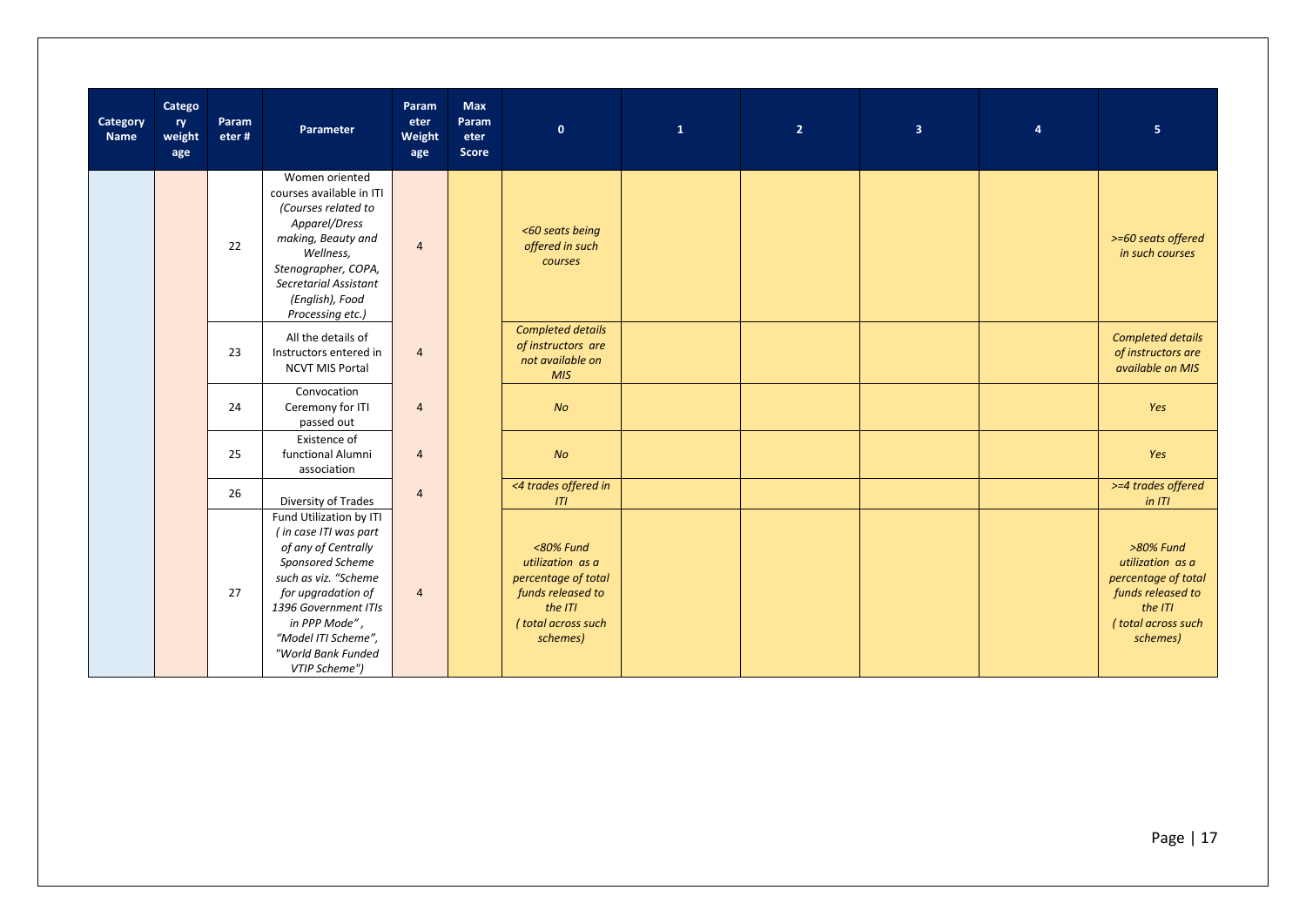| Category Name | Category weightage | Parameter # | Parameter | Parameter Weightage | Max Parameter Score | 0 | 1 | 2 | 3 | 4 | 5 |
|---|---|---|---|---|---|---|---|---|---|---|---|
| | | 22 | Women oriented courses available in ITI *(Courses related to Apparel/Dress making, Beauty and Wellness, Stenographer, COPA, Secretarial Assistant (English), Food Processing etc.)* | 4 | | *<60 seats being offered in such courses* | | | | | *>=60 seats offered in such courses* |
| | | 23 | All the details of Instructors entered in NCVT MIS Portal | 4 | | *Completed details of instructors are not available on MIS* | | | | | *Completed details of instructors are available on MIS* |
| | | 24 | Convocation Ceremony for ITI passed out | 4 | | *No* | | | | | *Yes* |
| | | 25 | Existence of functional Alumni association | 4 | | *No* | | | | | *Yes* |
| | | 26 | Diversity of Trades | 4 | | *<4 trades offered in ITI* | | | | | *>=4 trades offered in ITI* |
| | | 27 | Fund Utilization by ITI *( in case ITI was part of any of Centrally Sponsored Scheme such as viz. "Scheme for upgradation of 1396 Government ITIs in PPP Mode", "Model ITI Scheme", "World Bank Funded VTIP Scheme")* | 4 | | *<80% Fund utilization as a percentage of total funds released to the ITI ( total across such schemes)* | | | | | *>80% Fund utilization as a percentage of total funds released to the ITI ( total across such schemes)* |